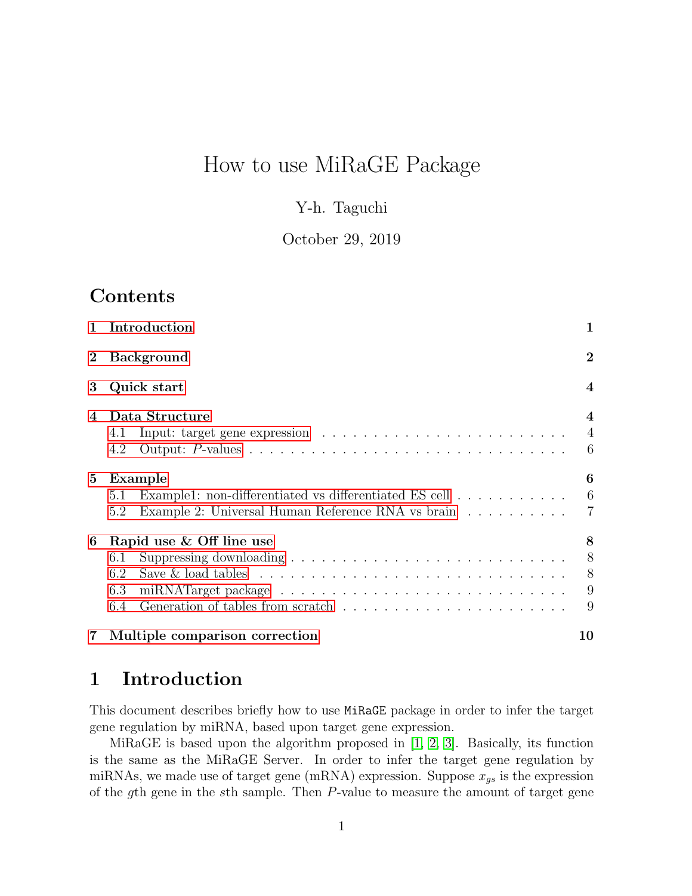# How to use MiRaGE Package

Y-h. Taguchi

October 29, 2019

## Contents

1 Introduction 1

2 Background 2

3 Quick start 4

4 Data Structure 4
- 4.1 Input: target gene expression 4
- 4.2 Output: $P$-values 6

5 Example 6
- 5.1 Example1: non-differentiated vs differentiated ES cell 6
- 5.2 Example 2: Universal Human Reference RNA vs brain 7

6 Rapid use & Off line use 8
- 6.1 Suppressing downloading 8
- 6.2 Save & load tables 8
- 6.3 miRNATarget package 9
- 6.4 Generation of tables from scratch 9

7 Multiple comparison correction 10

## 1 Introduction

This document describes briefly how to use `MiRaGE` package in order to infer the target gene regulation by miRNA, based upon target gene expression.

MiRaGE is based upon the algorithm proposed in [1, 2, 3]. Basically, its function is the same as the MiRaGE Server. In order to infer the target gene regulation by miRNAs, we made use of target gene (mRNA) expression. Suppose $x_{gs}$ is the expression of the $g$th gene in the $s$th sample. Then $P$-value to measure the amount of target gene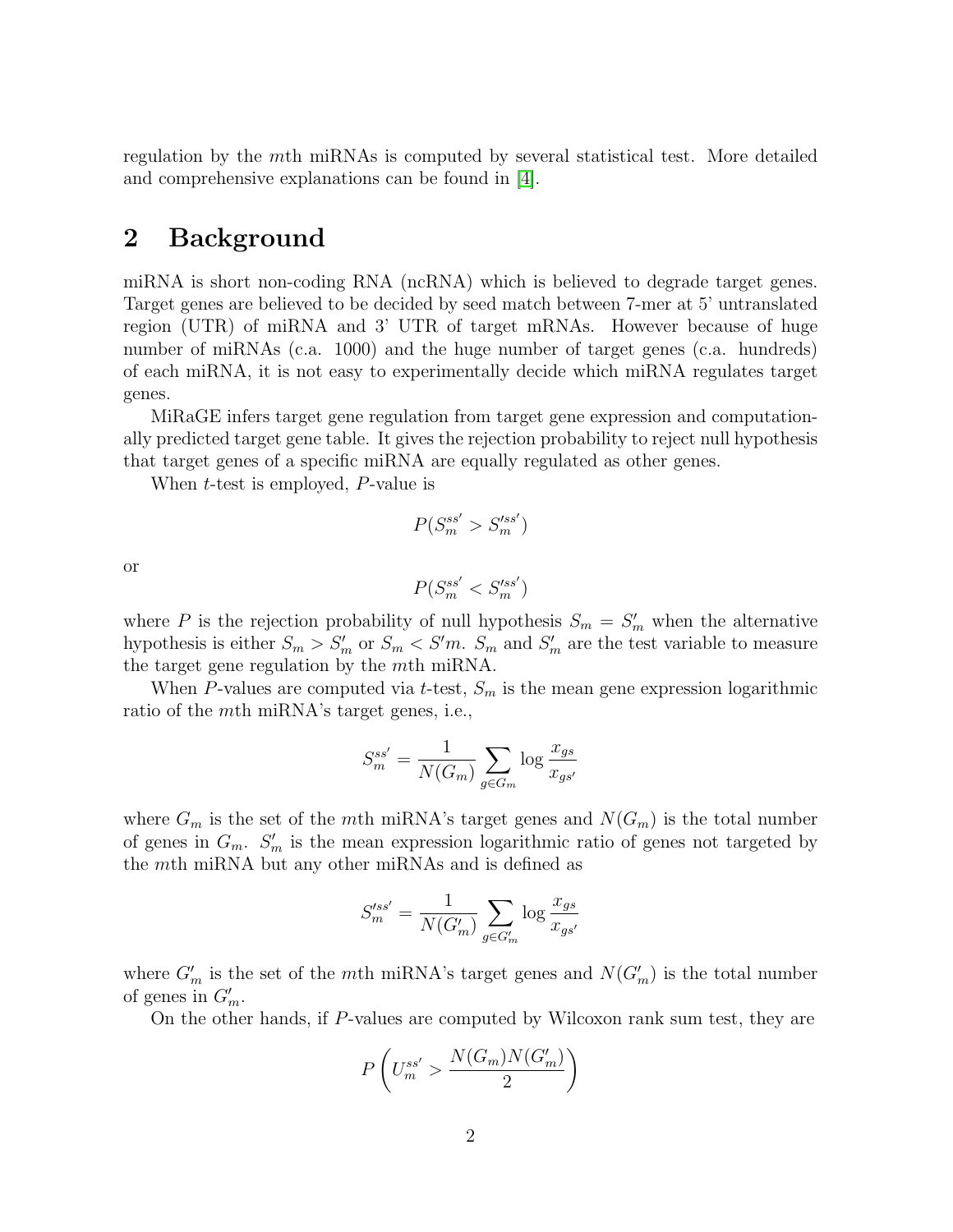regulation by the $m$th miRNAs is computed by several statistical test. More detailed and comprehensive explanations can be found in [4].

## 2 Background

miRNA is short non-coding RNA (ncRNA) which is believed to degrade target genes. Target genes are believed to be decided by seed match between 7-mer at 5' untranslated region (UTR) of miRNA and 3' UTR of target mRNAs. However because of huge number of miRNAs (c.a. 1000) and the huge number of target genes (c.a. hundreds) of each miRNA, it is not easy to experimentally decide which miRNA regulates target genes.

MiRaGE infers target gene regulation from target gene expression and computationally predicted target gene table. It gives the rejection probability to reject null hypothesis that target genes of a specific miRNA are equally regulated as other genes.

When $t$-test is employed, $P$-value is

$$P(S_m^{ss'} > S_m'^{ss'})$$

or

$$P(S_m^{ss'} < S_m'^{ss'})$$

where $P$ is the rejection probability of null hypothesis $S_m = S'_m$ when the alternative hypothesis is either $S_m > S'_m$ or $S_m < S'm$. $S_m$ and $S'_m$ are the test variable to measure the target gene regulation by the $m$th miRNA.

When $P$-values are computed via $t$-test, $S_m$ is the mean gene expression logarithmic ratio of the $m$th miRNA's target genes, i.e.,

$$S_m^{ss'} = \frac{1}{N(G_m)} \sum_{g \in G_m} \log \frac{x_{gs}}{x_{gs'}}$$

where $G_m$ is the set of the $m$th miRNA's target genes and $N(G_m)$ is the total number of genes in $G_m$. $S'_m$ is the mean expression logarithmic ratio of genes not targeted by the $m$th miRNA but any other miRNAs and is defined as

$$S_m'^{ss'} = \frac{1}{N(G'_m)} \sum_{g \in G'_m} \log \frac{x_{gs}}{x_{gs'}}$$

where $G'_m$ is the set of the $m$th miRNA's target genes and $N(G'_m)$ is the total number of genes in $G'_m$.

On the other hands, if $P$-values are computed by Wilcoxon rank sum test, they are

$$P\left(U_m^{ss'} > \frac{N(G_m)N(G'_m)}{2}\right)$$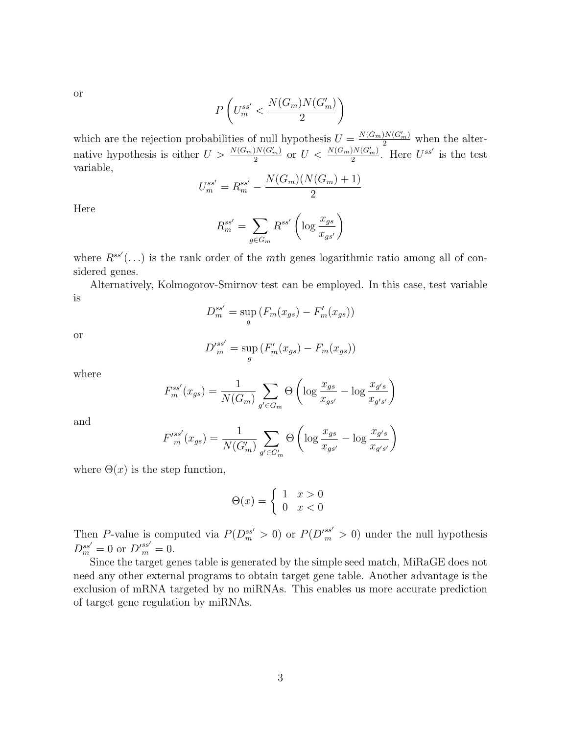or

$$P\left(U_m^{ss'} < \frac{N(G_m)N(G'_m)}{2}\right)$$

which are the rejection probabilities of null hypothesis $U = \frac{N(G_m)N(G'_m)}{2}$ when the alternative hypothesis is either $U > \frac{N(G_m)N(G'_m)}{2}$ or $U < \frac{N(G_m)N(G'_m)}{2}$. Here $U^{ss'}$ is the test variable,

$$U_m^{ss'} = R_m^{ss'} - \frac{N(G_m)(N(G_m)+1)}{2}$$

Here

$$R_m^{ss'} = \sum_{g \in G_m} R^{ss'}\left(\log \frac{x_{gs}}{x_{gs'}}\right)$$

where $R^{ss'}(\ldots)$ is the rank order of the $m$th genes logarithmic ratio among all of considered genes.

Alternatively, Kolmogorov-Smirnov test can be employed. In this case, test variable is

$$D_m^{ss'} = \sup_g \left(F_m(x_{gs}) - F'_m(x_{gs})\right)$$

or

$$D'^{ss'}_m = \sup_g \left(F'_m(x_{gs}) - F_m(x_{gs})\right)$$

where

$$F_m^{ss'}(x_{gs}) = \frac{1}{N(G_m)} \sum_{g' \in G_m} \Theta\left(\log \frac{x_{gs}}{x_{gs'}} - \log \frac{x_{g's}}{x_{g's'}}\right)$$

and

$$F'^{ss'}_m(x_{gs}) = \frac{1}{N(G'_m)} \sum_{g' \in G'_m} \Theta\left(\log \frac{x_{gs}}{x_{gs'}} - \log \frac{x_{g's}}{x_{g's'}}\right)$$

where $\Theta(x)$ is the step function,

$$\Theta(x) = \begin{cases} 1 & x > 0 \\ 0 & x < 0 \end{cases}$$

Then $P$-value is computed via $P(D_m^{ss'} > 0)$ or $P(D'^{ss'}_m > 0)$ under the null hypothesis $D_m^{ss'} = 0$ or $D'^{ss'}_m = 0$.

Since the target genes table is generated by the simple seed match, MiRaGE does not need any other external programs to obtain target gene table. Another advantage is the exclusion of mRNA targeted by no miRNAs. This enables us more accurate prediction of target gene regulation by miRNAs.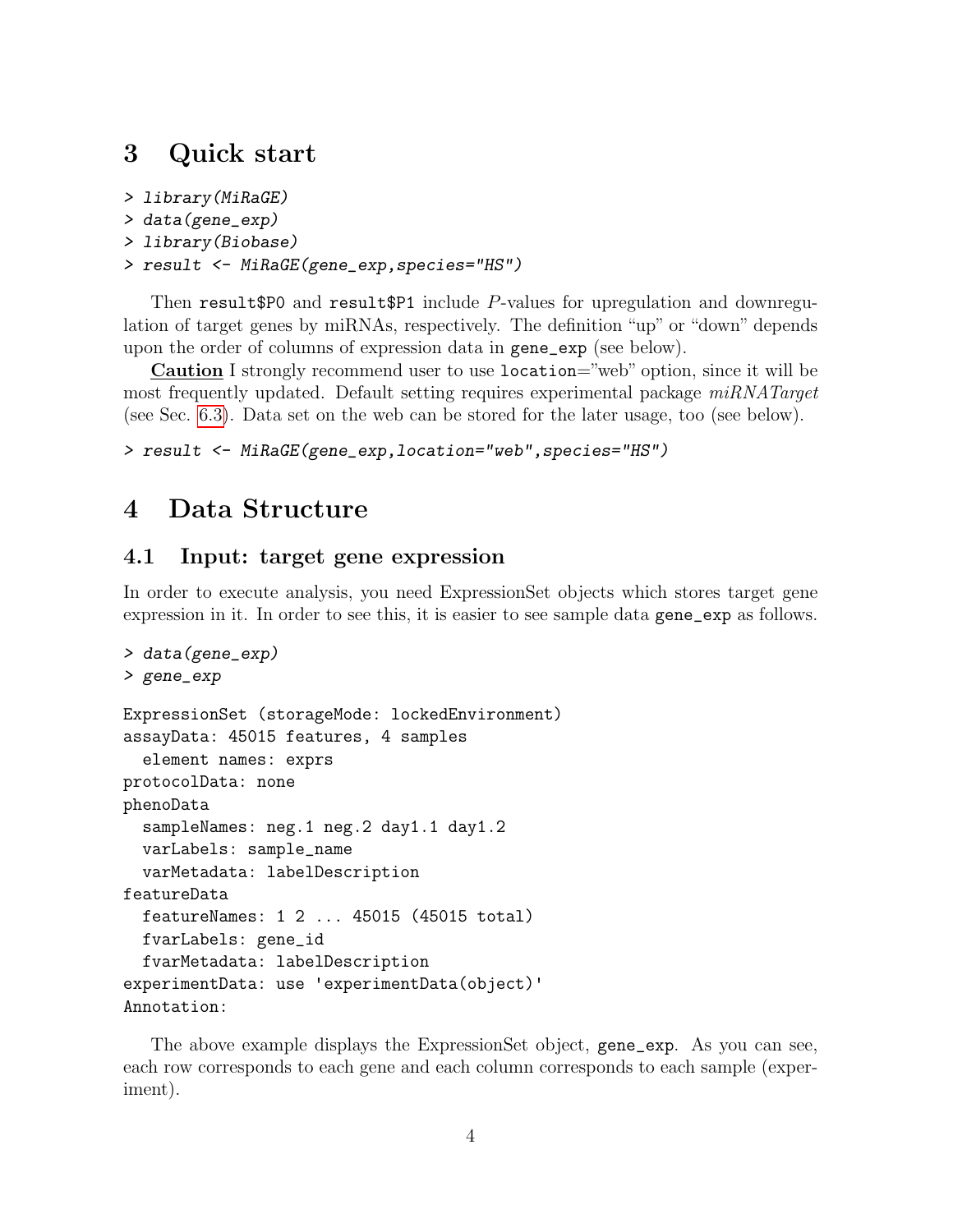# 3 Quick start

```
> library(MiRaGE)
> data(gene_exp)
> library(Biobase)
> result <- MiRaGE(gene_exp,species="HS")
```

Then `result$P0` and `result$P1` include $P$-values for upregulation and downregulation of target genes by miRNAs, respectively. The definition "up" or "down" depends upon the order of columns of expression data in `gene_exp` (see below).

**Caution** I strongly recommend user to use `location`="web" option, since it will be most frequently updated. Default setting requires experimental package *miRNATarget* (see Sec. 6.3). Data set on the web can be stored for the later usage, too (see below).

```
> result <- MiRaGE(gene_exp,location="web",species="HS")
```

# 4 Data Structure

## 4.1 Input: target gene expression

In order to execute analysis, you need ExpressionSet objects which stores target gene expression in it. In order to see this, it is easier to see sample data `gene_exp` as follows.

```
> data(gene_exp)
> gene_exp

ExpressionSet (storageMode: lockedEnvironment)
assayData: 45015 features, 4 samples
  element names: exprs
protocolData: none
phenoData
  sampleNames: neg.1 neg.2 day1.1 day1.2
  varLabels: sample_name
  varMetadata: labelDescription
featureData
  featureNames: 1 2 ... 45015 (45015 total)
  fvarLabels: gene_id
  fvarMetadata: labelDescription
experimentData: use 'experimentData(object)'
Annotation:
```

The above example displays the ExpressionSet object, `gene_exp`. As you can see, each row corresponds to each gene and each column corresponds to each sample (experiment).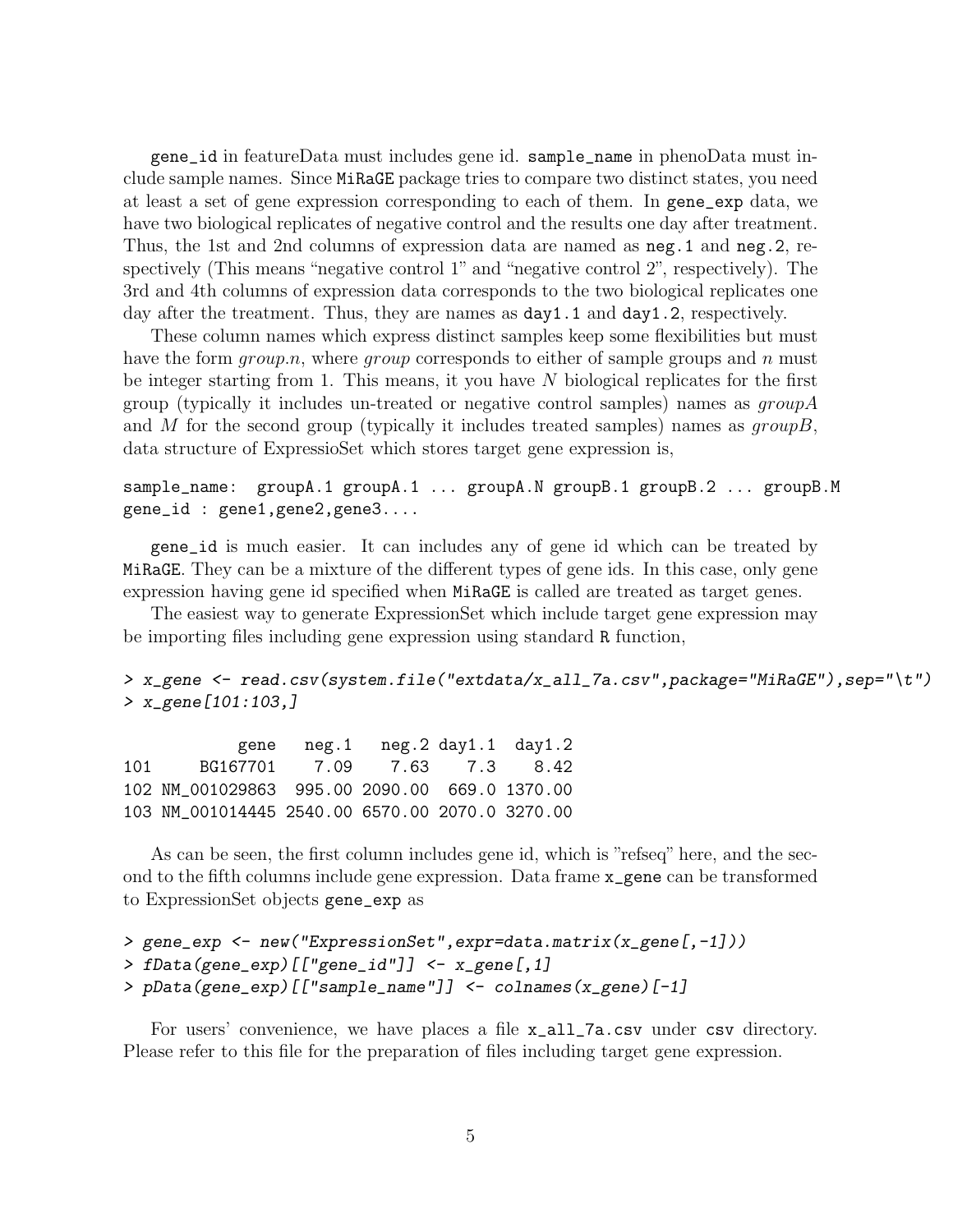gene_id in featureData must includes gene id. sample_name in phenoData must include sample names. Since MiRaGE package tries to compare two distinct states, you need at least a set of gene expression corresponding to each of them. In gene_exp data, we have two biological replicates of negative control and the results one day after treatment. Thus, the 1st and 2nd columns of expression data are named as neg.1 and neg.2, respectively (This means "negative control 1" and "negative control 2", respectively). The 3rd and 4th columns of expression data corresponds to the two biological replicates one day after the treatment. Thus, they are names as day1.1 and day1.2, respectively.

These column names which express distinct samples keep some flexibilities but must have the form *group.n*, where *group* corresponds to either of sample groups and $n$ must be integer starting from 1. This means, it you have $N$ biological replicates for the first group (typically it includes un-treated or negative control samples) names as *groupA* and $M$ for the second group (typically it includes treated samples) names as *groupB*, data structure of ExpressioSet which stores target gene expression is,

```
sample_name:  groupA.1 groupA.1 ... groupA.N groupB.1 groupB.2 ... groupB.M
gene_id : gene1,gene2,gene3....
```

gene_id is much easier. It can includes any of gene id which can be treated by MiRaGE. They can be a mixture of the different types of gene ids. In this case, only gene expression having gene id specified when MiRaGE is called are treated as target genes.

The easiest way to generate ExpressionSet which include target gene expression may be importing files including gene expression using standard R function,

```
> x_gene <- read.csv(system.file("extdata/x_all_7a.csv",package="MiRaGE"),sep="\t")
> x_gene[101:103,]

           gene   neg.1   neg.2 day1.1  day1.2
101     BG167701    7.09    7.63    7.3    8.42
102 NM_001029863  995.00 2090.00  669.0 1370.00
103 NM_001014445 2540.00 6570.00 2070.0 3270.00
```

As can be seen, the first column includes gene id, which is "refseq" here, and the second to the fifth columns include gene expression. Data frame x_gene can be transformed to ExpressionSet objects gene_exp as

```
> gene_exp <- new("ExpressionSet",expr=data.matrix(x_gene[,-1]))
> fData(gene_exp)[["gene_id"]] <- x_gene[,1]
> pData(gene_exp)[["sample_name"]] <- colnames(x_gene)[-1]
```

For users' convenience, we have places a file x_all_7a.csv under csv directory. Please refer to this file for the preparation of files including target gene expression.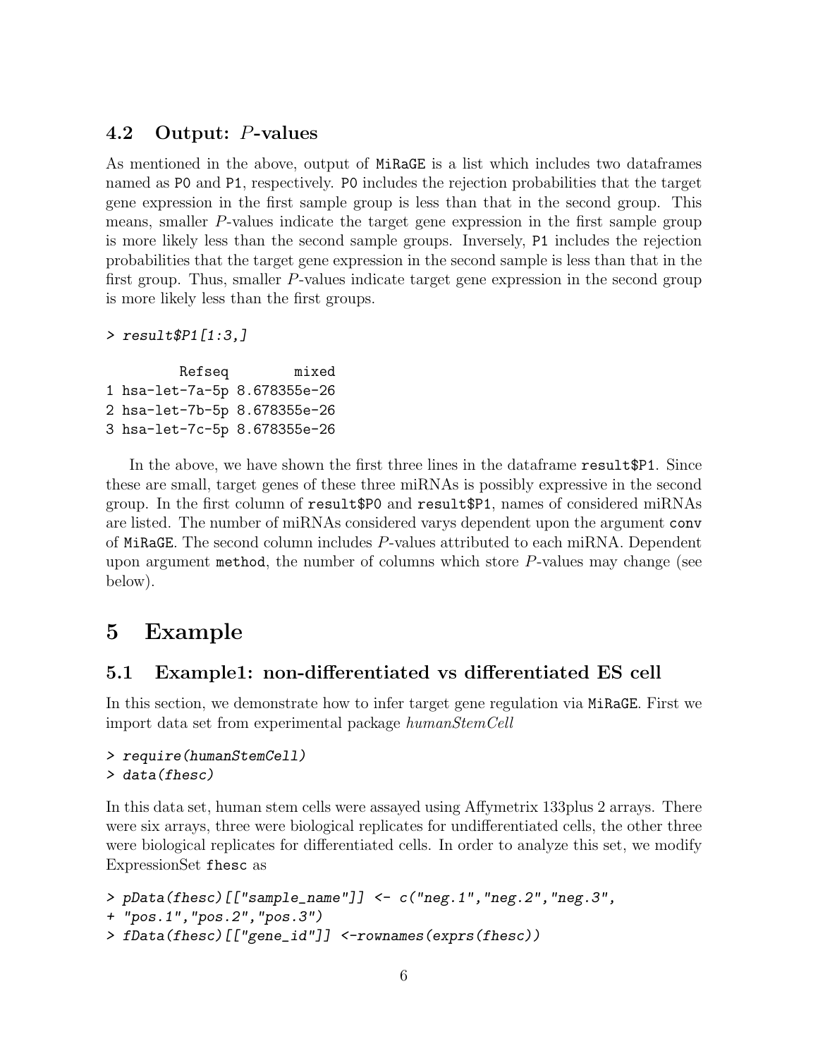### 4.2 Output: $P$-values

As mentioned in the above, output of MiRaGE is a list which includes two dataframes named as P0 and P1, respectively. P0 includes the rejection probabilities that the target gene expression in the first sample group is less than that in the second group. This means, smaller $P$-values indicate the target gene expression in the first sample group is more likely less than the second sample groups. Inversely, P1 includes the rejection probabilities that the target gene expression in the second sample is less than that in the first group. Thus, smaller $P$-values indicate target gene expression in the second group is more likely less than the first groups.

```
> result$P1[1:3,]

         Refseq        mixed
1 hsa-let-7a-5p 8.678355e-26
2 hsa-let-7b-5p 8.678355e-26
3 hsa-let-7c-5p 8.678355e-26
```

In the above, we have shown the first three lines in the dataframe result$P1. Since these are small, target genes of these three miRNAs is possibly expressive in the second group. In the first column of result$P0 and result$P1, names of considered miRNAs are listed. The number of miRNAs considered varys dependent upon the argument conv of MiRaGE. The second column includes $P$-values attributed to each miRNA. Dependent upon argument method, the number of columns which store $P$-values may change (see below).

## 5 Example

### 5.1 Example1: non-differentiated vs differentiated ES cell

In this section, we demonstrate how to infer target gene regulation via MiRaGE. First we import data set from experimental package *humanStemCell*

```
> require(humanStemCell)
> data(fhesc)
```

In this data set, human stem cells were assayed using Affymetrix 133plus 2 arrays. There were six arrays, three were biological replicates for undifferentiated cells, the other three were biological replicates for differentiated cells. In order to analyze this set, we modify ExpressionSet fhesc as

```
> pData(fhesc)[["sample_name"]] <- c("neg.1","neg.2","neg.3",
+ "pos.1","pos.2","pos.3")
> fData(fhesc)[["gene_id"]] <-rownames(exprs(fhesc))
```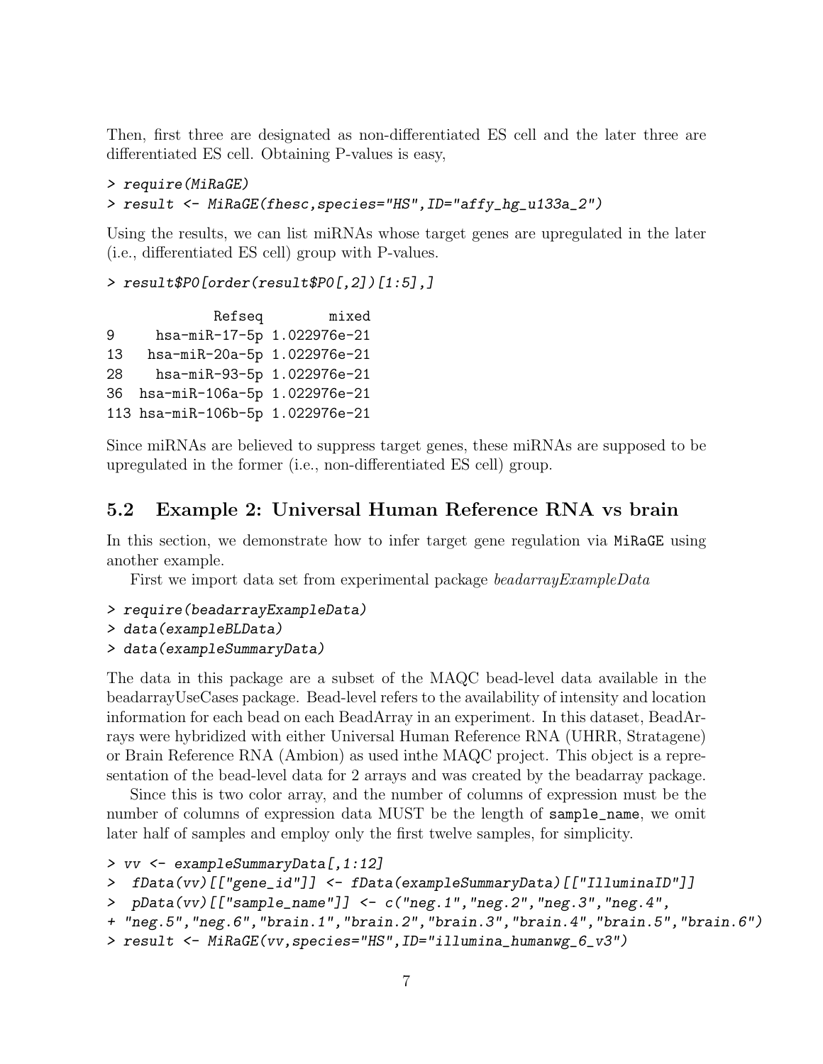Then, first three are designated as non-differentiated ES cell and the later three are differentiated ES cell. Obtaining P-values is easy,

```
> require(MiRaGE)
> result <- MiRaGE(fhesc,species="HS",ID="affy_hg_u133a_2")
```

Using the results, we can list miRNAs whose target genes are upregulated in the later (i.e., differentiated ES cell) group with P-values.

```
> result$P0[order(result$P0[,2])[1:5],]

            Refseq        mixed
9     hsa-miR-17-5p 1.022976e-21
13   hsa-miR-20a-5p 1.022976e-21
28    hsa-miR-93-5p 1.022976e-21
36  hsa-miR-106a-5p 1.022976e-21
113 hsa-miR-106b-5p 1.022976e-21
```

Since miRNAs are believed to suppress target genes, these miRNAs are supposed to be upregulated in the former (i.e., non-differentiated ES cell) group.

## 5.2 Example 2: Universal Human Reference RNA vs brain

In this section, we demonstrate how to infer target gene regulation via MiRaGE using another example.

First we import data set from experimental package *beadarrayExampleData*

```
> require(beadarrayExampleData)
> data(exampleBLData)
> data(exampleSummaryData)
```

The data in this package are a subset of the MAQC bead-level data available in the beadarrayUseCases package. Bead-level refers to the availability of intensity and location information for each bead on each BeadArray in an experiment. In this dataset, BeadArrays were hybridized with either Universal Human Reference RNA (UHRR, Stratagene) or Brain Reference RNA (Ambion) as used inthe MAQC project. This object is a representation of the bead-level data for 2 arrays and was created by the beadarray package.

Since this is two color array, and the number of columns of expression must be the number of columns of expression data MUST be the length of sample_name, we omit later half of samples and employ only the first twelve samples, for simplicity.

```
> vv <- exampleSummaryData[,1:12]
>  fData(vv)[["gene_id"]] <- fData(exampleSummaryData)[["IlluminaID"]]
>  pData(vv)[["sample_name"]] <- c("neg.1","neg.2","neg.3","neg.4",
+ "neg.5","neg.6","brain.1","brain.2","brain.3","brain.4","brain.5","brain.6")
> result <- MiRaGE(vv,species="HS",ID="illumina_humanwg_6_v3")
```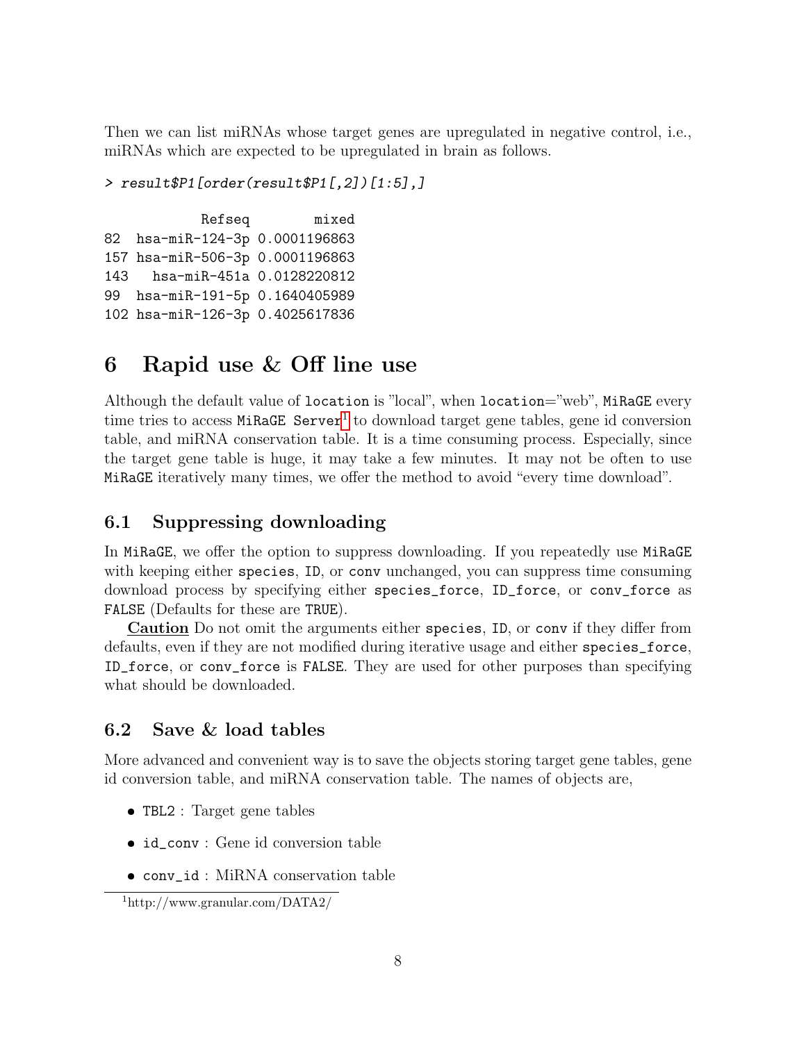Then we can list miRNAs whose target genes are upregulated in negative control, i.e., miRNAs which are expected to be upregulated in brain as follows.

```
> result$P1[order(result$P1[,2])[1:5],]

           Refseq        mixed
82  hsa-miR-124-3p 0.0001196863
157 hsa-miR-506-3p 0.0001196863
143   hsa-miR-451a 0.0128220812
99  hsa-miR-191-5p 0.1640405989
102 hsa-miR-126-3p 0.4025617836
```

# 6 Rapid use & Off line use

Although the default value of `location` is "local", when `location`="web", `MiRaGE` every time tries to access `MiRaGE Server`[1] to download target gene tables, gene id conversion table, and miRNA conservation table. It is a time consuming process. Especially, since the target gene table is huge, it may take a few minutes. It may not be often to use `MiRaGE` iteratively many times, we offer the method to avoid "every time download".

## 6.1 Suppressing downloading

In `MiRaGE`, we offer the option to suppress downloading. If you repeatedly use `MiRaGE` with keeping either `species`, `ID`, or `conv` unchanged, you can suppress time consuming download process by specifying either `species_force`, `ID_force`, or `conv_force` as `FALSE` (Defaults for these are `TRUE`).

**Caution** Do not omit the arguments either `species`, `ID`, or `conv` if they differ from defaults, even if they are not modified during iterative usage and either `species_force`, `ID_force`, or `conv_force` is `FALSE`. They are used for other purposes than specifying what should be downloaded.

## 6.2 Save & load tables

More advanced and convenient way is to save the objects storing target gene tables, gene id conversion table, and miRNA conservation table. The names of objects are,

- `TBL2` : Target gene tables
- `id_conv` : Gene id conversion table
- `conv_id` : MiRNA conservation table

[1] http://www.granular.com/DATA2/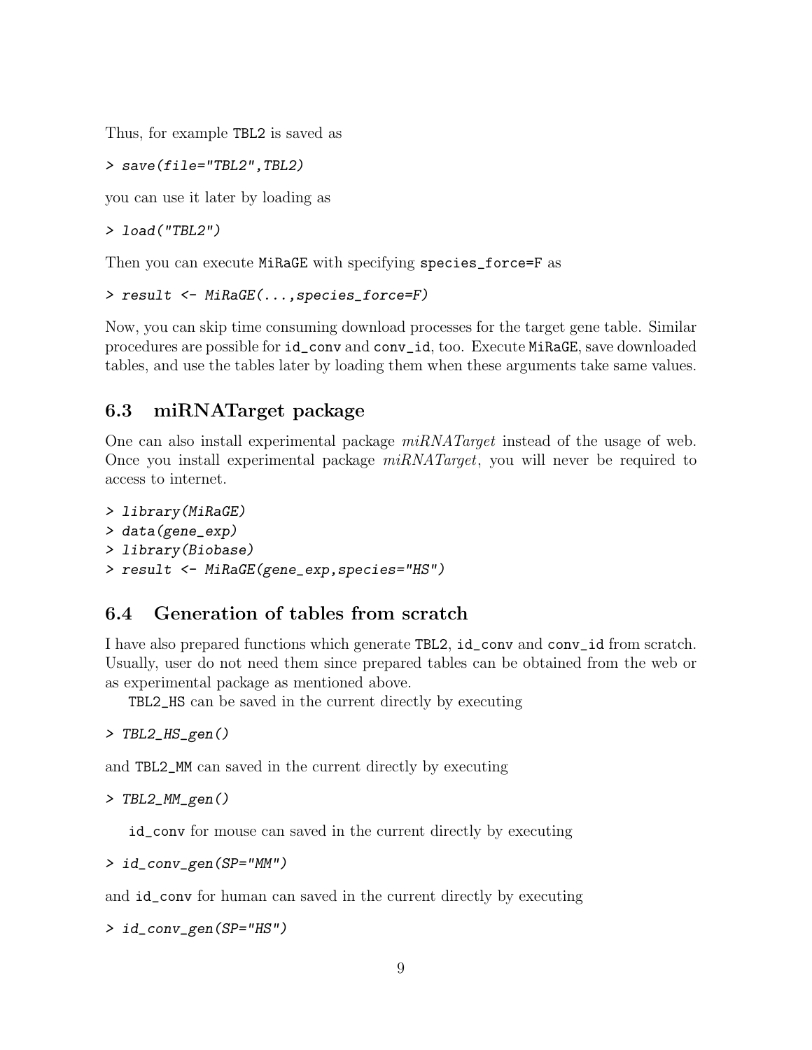Thus, for example TBL2 is saved as

```
> save(file="TBL2",TBL2)
```

you can use it later by loading as

```
> load("TBL2")
```

Then you can execute MiRaGE with specifying species_force=F as

```
> result <- MiRaGE(...,species_force=F)
```

Now, you can skip time consuming download processes for the target gene table. Similar procedures are possible for id_conv and conv_id, too. Execute MiRaGE, save downloaded tables, and use the tables later by loading them when these arguments take same values.

## 6.3 miRNATarget package

One can also install experimental package *miRNATarget* instead of the usage of web. Once you install experimental package *miRNATarget*, you will never be required to access to internet.

```
> library(MiRaGE)
> data(gene_exp)
> library(Biobase)
> result <- MiRaGE(gene_exp,species="HS")
```

## 6.4 Generation of tables from scratch

I have also prepared functions which generate TBL2, id_conv and conv_id from scratch. Usually, user do not need them since prepared tables can be obtained from the web or as experimental package as mentioned above.

TBL2_HS can be saved in the current directly by executing

```
> TBL2_HS_gen()
```

and TBL2_MM can saved in the current directly by executing

```
> TBL2_MM_gen()
```

id_conv for mouse can saved in the current directly by executing

```
> id_conv_gen(SP="MM")
```

and id_conv for human can saved in the current directly by executing

```
> id_conv_gen(SP="HS")
```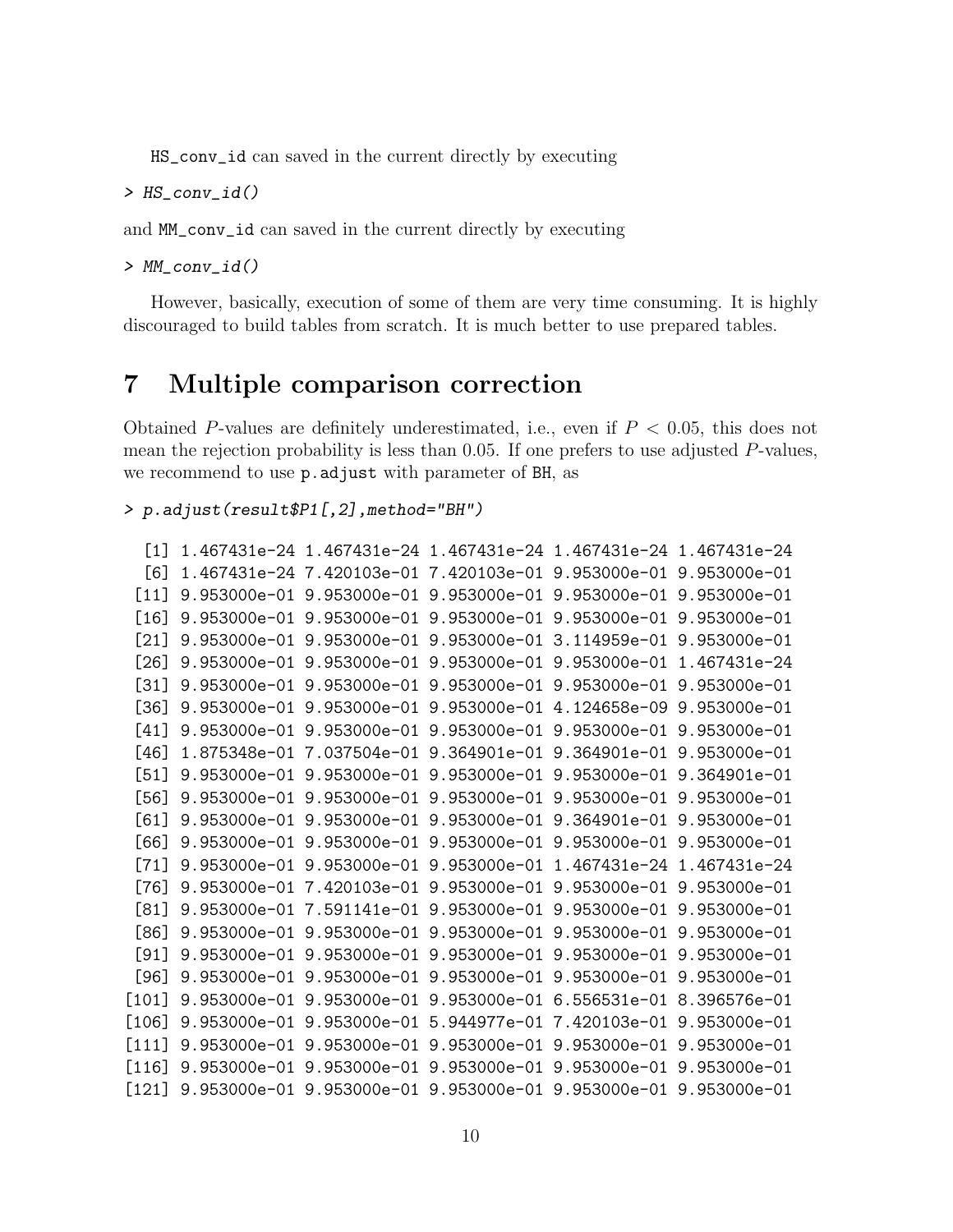HS_conv_id can saved in the current directly by executing

```
> HS_conv_id()
```

and MM_conv_id can saved in the current directly by executing

```
> MM_conv_id()
```

However, basically, execution of some of them are very time consuming. It is highly discouraged to build tables from scratch. It is much better to use prepared tables.

# 7 Multiple comparison correction

Obtained $P$-values are definitely underestimated, i.e., even if $P < 0.05$, this does not mean the rejection probability is less than 0.05. If one prefers to use adjusted $P$-values, we recommend to use `p.adjust` with parameter of `BH`, as

```
> p.adjust(result$P1[,2],method="BH")

  [1] 1.467431e-24 1.467431e-24 1.467431e-24 1.467431e-24 1.467431e-24
  [6] 1.467431e-24 7.420103e-01 7.420103e-01 9.953000e-01 9.953000e-01
 [11] 9.953000e-01 9.953000e-01 9.953000e-01 9.953000e-01 9.953000e-01
 [16] 9.953000e-01 9.953000e-01 9.953000e-01 9.953000e-01 9.953000e-01
 [21] 9.953000e-01 9.953000e-01 9.953000e-01 3.114959e-01 9.953000e-01
 [26] 9.953000e-01 9.953000e-01 9.953000e-01 9.953000e-01 1.467431e-24
 [31] 9.953000e-01 9.953000e-01 9.953000e-01 9.953000e-01 9.953000e-01
 [36] 9.953000e-01 9.953000e-01 9.953000e-01 4.124658e-09 9.953000e-01
 [41] 9.953000e-01 9.953000e-01 9.953000e-01 9.953000e-01 9.953000e-01
 [46] 1.875348e-01 7.037504e-01 9.364901e-01 9.364901e-01 9.953000e-01
 [51] 9.953000e-01 9.953000e-01 9.953000e-01 9.953000e-01 9.364901e-01
 [56] 9.953000e-01 9.953000e-01 9.953000e-01 9.953000e-01 9.953000e-01
 [61] 9.953000e-01 9.953000e-01 9.953000e-01 9.364901e-01 9.953000e-01
 [66] 9.953000e-01 9.953000e-01 9.953000e-01 9.953000e-01 9.953000e-01
 [71] 9.953000e-01 9.953000e-01 9.953000e-01 1.467431e-24 1.467431e-24
 [76] 9.953000e-01 7.420103e-01 9.953000e-01 9.953000e-01 9.953000e-01
 [81] 9.953000e-01 7.591141e-01 9.953000e-01 9.953000e-01 9.953000e-01
 [86] 9.953000e-01 9.953000e-01 9.953000e-01 9.953000e-01 9.953000e-01
 [91] 9.953000e-01 9.953000e-01 9.953000e-01 9.953000e-01 9.953000e-01
 [96] 9.953000e-01 9.953000e-01 9.953000e-01 9.953000e-01 9.953000e-01
[101] 9.953000e-01 9.953000e-01 9.953000e-01 6.556531e-01 8.396576e-01
[106] 9.953000e-01 9.953000e-01 5.944977e-01 7.420103e-01 9.953000e-01
[111] 9.953000e-01 9.953000e-01 9.953000e-01 9.953000e-01 9.953000e-01
[116] 9.953000e-01 9.953000e-01 9.953000e-01 9.953000e-01 9.953000e-01
[121] 9.953000e-01 9.953000e-01 9.953000e-01 9.953000e-01 9.953000e-01
```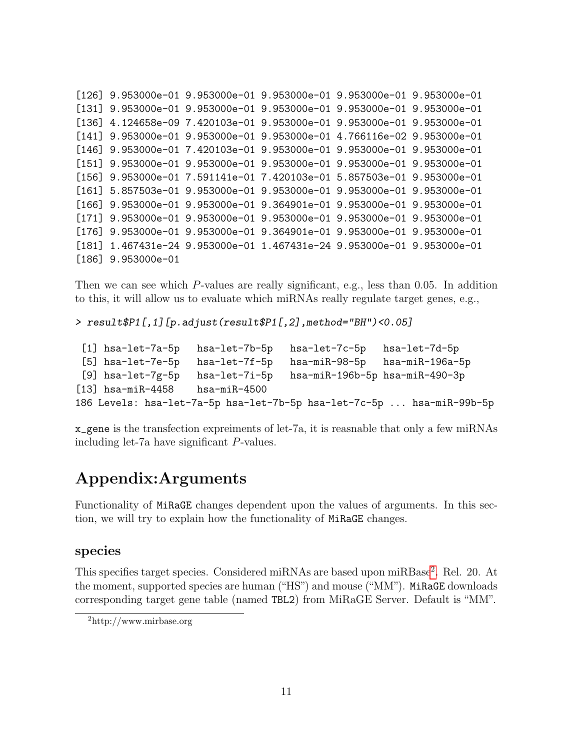```
[126] 9.953000e-01 9.953000e-01 9.953000e-01 9.953000e-01 9.953000e-01
[131] 9.953000e-01 9.953000e-01 9.953000e-01 9.953000e-01 9.953000e-01
[136] 4.124658e-09 7.420103e-01 9.953000e-01 9.953000e-01 9.953000e-01
[141] 9.953000e-01 9.953000e-01 9.953000e-01 4.766116e-02 9.953000e-01
[146] 9.953000e-01 7.420103e-01 9.953000e-01 9.953000e-01 9.953000e-01
[151] 9.953000e-01 9.953000e-01 9.953000e-01 9.953000e-01 9.953000e-01
[156] 9.953000e-01 7.591141e-01 7.420103e-01 5.857503e-01 9.953000e-01
[161] 5.857503e-01 9.953000e-01 9.953000e-01 9.953000e-01 9.953000e-01
[166] 9.953000e-01 9.953000e-01 9.364901e-01 9.953000e-01 9.953000e-01
[171] 9.953000e-01 9.953000e-01 9.953000e-01 9.953000e-01 9.953000e-01
[176] 9.953000e-01 9.953000e-01 9.364901e-01 9.953000e-01 9.953000e-01
[181] 1.467431e-24 9.953000e-01 1.467431e-24 9.953000e-01 9.953000e-01
[186] 9.953000e-01
```

Then we can see which $P$-values are really significant, e.g., less than 0.05. In addition to this, it will allow us to evaluate which miRNAs really regulate target genes, e.g.,

```
> result$P1[,1][p.adjust(result$P1[,2],method="BH")<0.05]

 [1] hsa-let-7a-5p   hsa-let-7b-5p   hsa-let-7c-5p   hsa-let-7d-5p
 [5] hsa-let-7e-5p   hsa-let-7f-5p   hsa-miR-98-5p   hsa-miR-196a-5p
 [9] hsa-let-7g-5p   hsa-let-7i-5p   hsa-miR-196b-5p hsa-miR-490-3p
[13] hsa-miR-4458    hsa-miR-4500
186 Levels: hsa-let-7a-5p hsa-let-7b-5p hsa-let-7c-5p ... hsa-miR-99b-5p
```

`x_gene` is the transfection expreiments of let-7a, it is reasnable that only a few miRNAs including let-7a have significant $P$-values.

# Appendix:Arguments

Functionality of `MiRaGE` changes dependent upon the values of arguments. In this section, we will try to explain how the functionality of `MiRaGE` changes.

## species

This specifies target species. Considered miRNAs are based upon miRBase[2]. Rel. 20. At the moment, supported species are human ("HS") and mouse ("MM"). `MiRaGE` downloads corresponding target gene table (named `TBL2`) from MiRaGE Server. Default is "MM".

[2] http://www.mirbase.org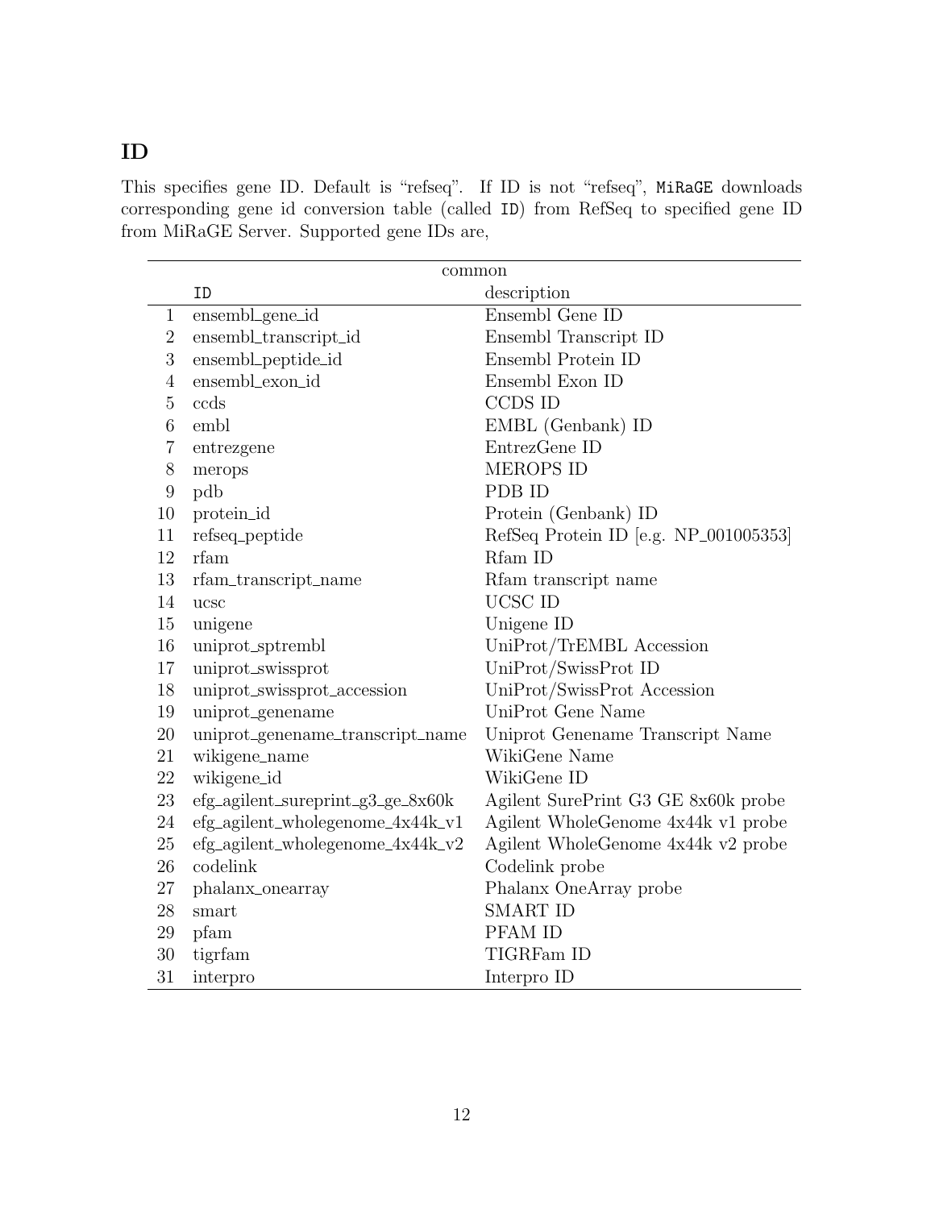## ID

This specifies gene ID. Default is "refseq". If ID is not "refseq", `MiRaGE` downloads corresponding gene id conversion table (called `ID`) from RefSeq to specified gene ID from MiRaGE Server. Supported gene IDs are,

| | common | |
|---|---|---|
| | `ID` | description |
| 1 | ensembl_gene_id | Ensembl Gene ID |
| 2 | ensembl_transcript_id | Ensembl Transcript ID |
| 3 | ensembl_peptide_id | Ensembl Protein ID |
| 4 | ensembl_exon_id | Ensembl Exon ID |
| 5 | ccds | CCDS ID |
| 6 | embl | EMBL (Genbank) ID |
| 7 | entrezgene | EntrezGene ID |
| 8 | merops | MEROPS ID |
| 9 | pdb | PDB ID |
| 10 | protein_id | Protein (Genbank) ID |
| 11 | refseq_peptide | RefSeq Protein ID [e.g. NP_001005353] |
| 12 | rfam | Rfam ID |
| 13 | rfam_transcript_name | Rfam transcript name |
| 14 | ucsc | UCSC ID |
| 15 | unigene | Unigene ID |
| 16 | uniprot_sptrembl | UniProt/TrEMBL Accession |
| 17 | uniprot_swissprot | UniProt/SwissProt ID |
| 18 | uniprot_swissprot_accession | UniProt/SwissProt Accession |
| 19 | uniprot_genename | UniProt Gene Name |
| 20 | uniprot_genename_transcript_name | Uniprot Genename Transcript Name |
| 21 | wikigene_name | WikiGene Name |
| 22 | wikigene_id | WikiGene ID |
| 23 | efg_agilent_sureprint_g3_ge_8x60k | Agilent SurePrint G3 GE 8x60k probe |
| 24 | efg_agilent_wholegenome_4x44k_v1 | Agilent WholeGenome 4x44k v1 probe |
| 25 | efg_agilent_wholegenome_4x44k_v2 | Agilent WholeGenome 4x44k v2 probe |
| 26 | codelink | Codelink probe |
| 27 | phalanx_onearray | Phalanx OneArray probe |
| 28 | smart | SMART ID |
| 29 | pfam | PFAM ID |
| 30 | tigrfam | TIGRFam ID |
| 31 | interpro | Interpro ID |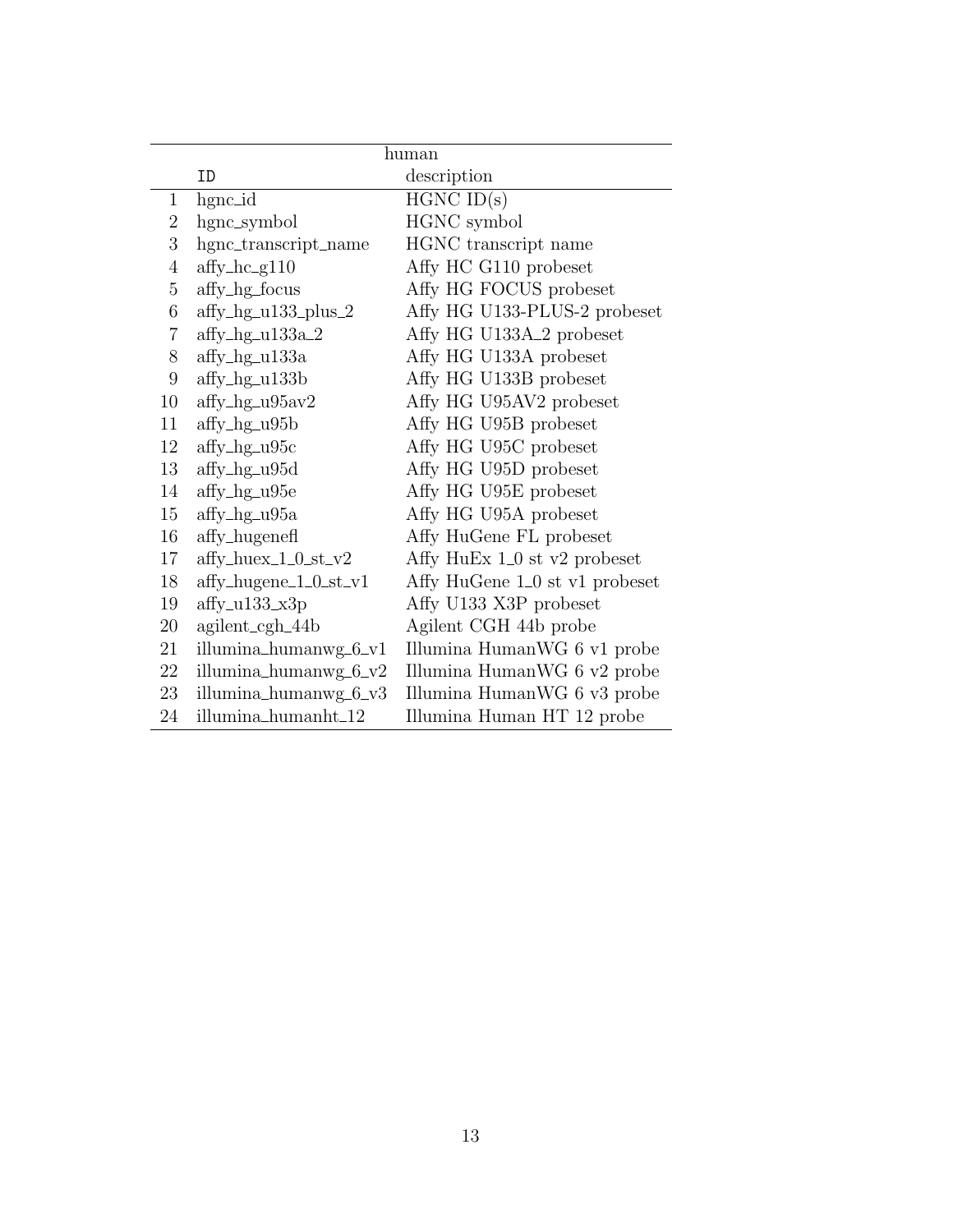| | human | |
|---|---|---|
| | ID | description |
| 1 | hgnc_id | HGNC ID(s) |
| 2 | hgnc_symbol | HGNC symbol |
| 3 | hgnc_transcript_name | HGNC transcript name |
| 4 | affy_hc_g110 | Affy HC G110 probeset |
| 5 | affy_hg_focus | Affy HG FOCUS probeset |
| 6 | affy_hg_u133_plus_2 | Affy HG U133-PLUS-2 probeset |
| 7 | affy_hg_u133a_2 | Affy HG U133A_2 probeset |
| 8 | affy_hg_u133a | Affy HG U133A probeset |
| 9 | affy_hg_u133b | Affy HG U133B probeset |
| 10 | affy_hg_u95av2 | Affy HG U95AV2 probeset |
| 11 | affy_hg_u95b | Affy HG U95B probeset |
| 12 | affy_hg_u95c | Affy HG U95C probeset |
| 13 | affy_hg_u95d | Affy HG U95D probeset |
| 14 | affy_hg_u95e | Affy HG U95E probeset |
| 15 | affy_hg_u95a | Affy HG U95A probeset |
| 16 | affy_hugenefl | Affy HuGene FL probeset |
| 17 | affy_huex_1_0_st_v2 | Affy HuEx 1_0 st v2 probeset |
| 18 | affy_hugene_1_0_st_v1 | Affy HuGene 1_0 st v1 probeset |
| 19 | affy_u133_x3p | Affy U133 X3P probeset |
| 20 | agilent_cgh_44b | Agilent CGH 44b probe |
| 21 | illumina_humanwg_6_v1 | Illumina HumanWG 6 v1 probe |
| 22 | illumina_humanwg_6_v2 | Illumina HumanWG 6 v2 probe |
| 23 | illumina_humanwg_6_v3 | Illumina HumanWG 6 v3 probe |
| 24 | illumina_humanht_12 | Illumina Human HT 12 probe |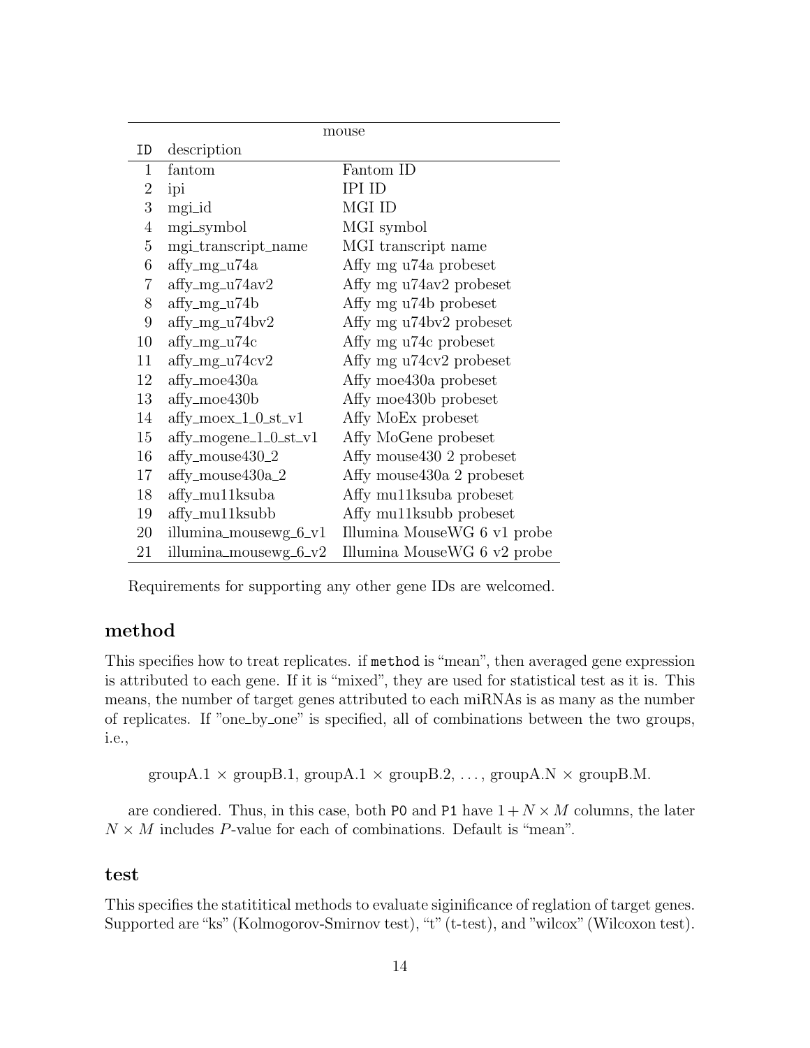| mouse | | |
|---|---|---|
| ID | description | |
| 1 | fantom | Fantom ID |
| 2 | ipi | IPI ID |
| 3 | mgi_id | MGI ID |
| 4 | mgi_symbol | MGI symbol |
| 5 | mgi_transcript_name | MGI transcript name |
| 6 | affy_mg_u74a | Affy mg u74a probeset |
| 7 | affy_mg_u74av2 | Affy mg u74av2 probeset |
| 8 | affy_mg_u74b | Affy mg u74b probeset |
| 9 | affy_mg_u74bv2 | Affy mg u74bv2 probeset |
| 10 | affy_mg_u74c | Affy mg u74c probeset |
| 11 | affy_mg_u74cv2 | Affy mg u74cv2 probeset |
| 12 | affy_moe430a | Affy moe430a probeset |
| 13 | affy_moe430b | Affy moe430b probeset |
| 14 | affy_moex_1_0_st_v1 | Affy MoEx probeset |
| 15 | affy_mogene_1_0_st_v1 | Affy MoGene probeset |
| 16 | affy_mouse430_2 | Affy mouse430 2 probeset |
| 17 | affy_mouse430a_2 | Affy mouse430a 2 probeset |
| 18 | affy_mu11ksuba | Affy mu11ksuba probeset |
| 19 | affy_mu11ksubb | Affy mu11ksubb probeset |
| 20 | illumina_mousewg_6_v1 | Illumina MouseWG 6 v1 probe |
| 21 | illumina_mousewg_6_v2 | Illumina MouseWG 6 v2 probe |

Requirements for supporting any other gene IDs are welcomed.

### method

This specifies how to treat replicates. if `method` is "mean", then averaged gene expression is attributed to each gene. If it is "mixed", they are used for statistical test as it is. This means, the number of target genes attributed to each miRNAs is as many as the number of replicates. If "one_by_one" is specified, all of combinations between the two groups, i.e.,

groupA.1 × groupB.1, groupA.1 × groupB.2, ..., groupA.N × groupB.M.

are condiered. Thus, in this case, both `P0` and `P1` have $1 + N \times M$ columns, the later $N \times M$ includes $P$-value for each of combinations. Default is "mean".

### test

This specifies the statititical methods to evaluate siginificance of reglation of target genes. Supported are "ks" (Kolmogorov-Smirnov test), "t" (t-test), and "wilcox" (Wilcoxon test).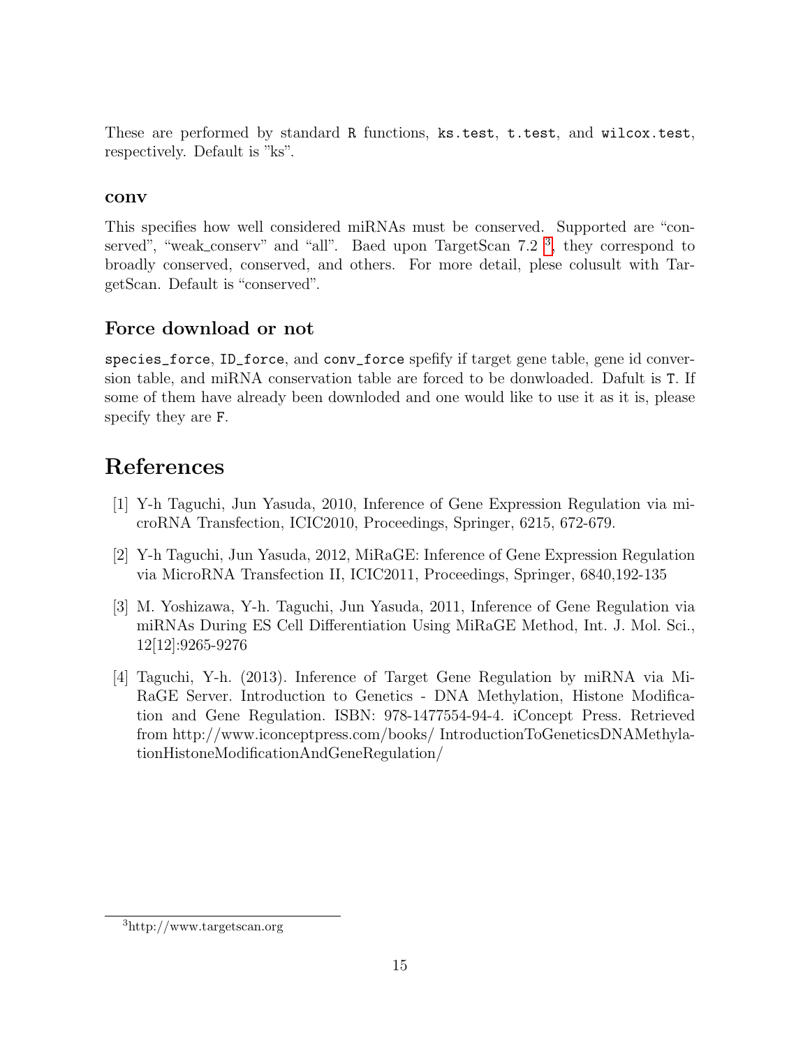These are performed by standard R functions, `ks.test`, `t.test`, and `wilcox.test`, respectively. Default is "ks".

### conv

This specifies how well considered miRNAs must be conserved. Supported are "conserved", "weak_conserv" and "all". Baed upon TargetScan 7.2 [3], they correspond to broadly conserved, conserved, and others. For more detail, plese colusult with TargetScan. Default is "conserved".

## Force download or not

`species_force`, `ID_force`, and `conv_force` spefify if target gene table, gene id conversion table, and miRNA conservation table are forced to be donwloaded. Dafult is `T`. If some of them have already been downloded and one would like to use it as it is, please specify they are `F`.

# References

[1] Y-h Taguchi, Jun Yasuda, 2010, Inference of Gene Expression Regulation via microRNA Transfection, ICIC2010, Proceedings, Springer, 6215, 672-679.

[2] Y-h Taguchi, Jun Yasuda, 2012, MiRaGE: Inference of Gene Expression Regulation via MicroRNA Transfection II, ICIC2011, Proceedings, Springer, 6840,192-135

[3] M. Yoshizawa, Y-h. Taguchi, Jun Yasuda, 2011, Inference of Gene Regulation via miRNAs During ES Cell Differentiation Using MiRaGE Method, Int. J. Mol. Sci., 12[12]:9265-9276

[4] Taguchi, Y-h. (2013). Inference of Target Gene Regulation by miRNA via MiRaGE Server. Introduction to Genetics - DNA Methylation, Histone Modification and Gene Regulation. ISBN: 978-1477554-94-4. iConcept Press. Retrieved from http://www.iconceptpress.com/books/ IntroductionToGeneticsDNAMethylationHistoneModificationAndGeneRegulation/

[3] http://www.targetscan.org